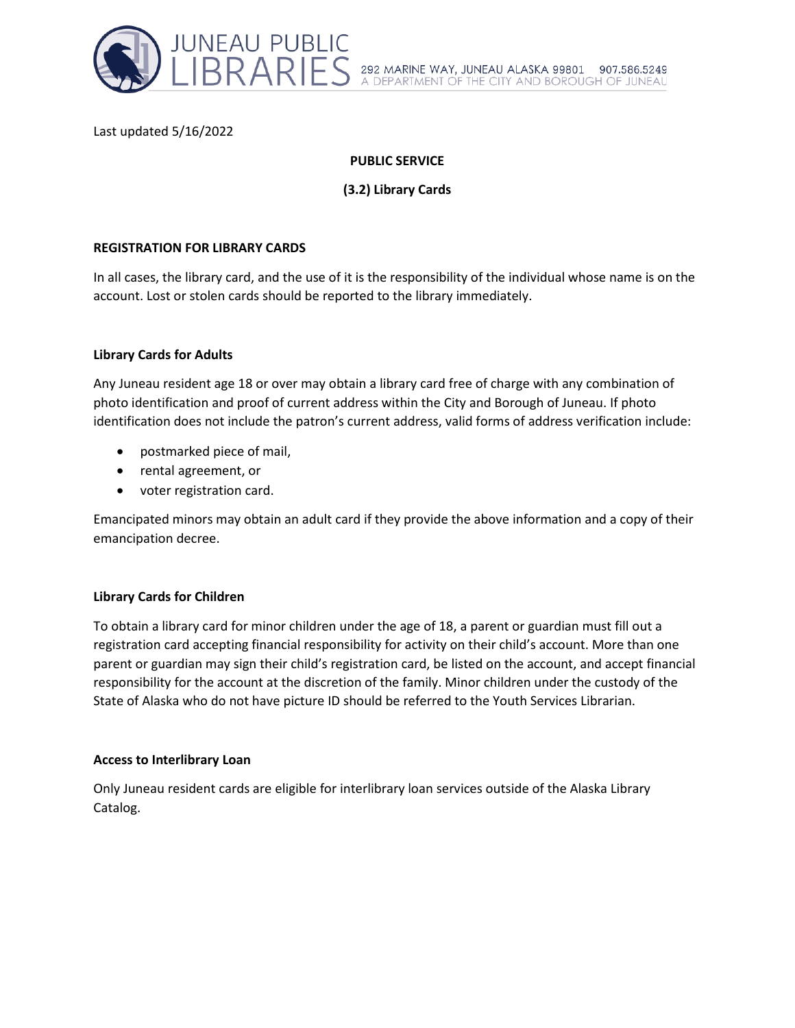Last updated 5/16/2022

**PUBLIC SERVICE**

**(3.2) Library Cards**

## REGISTRATION FOR LIBRARY CARDS

In all cases, the library card, and the use of it is the responsibility of the individual whose name is on the account. Lost or stolen cards should be reported to the library immediately.

### Library Cards for Adults

Any Juneau resident age 18 or over may obtain a library card free of charge with any combination of photo identification and proof of current address within the City and Borough of Juneau. If photo identification does not include the patron's current address, valid forms of address verification include:

- postmarked piece of mail,
- rental agreement, or
- voter registration card.

Emancipated minors may obtain an adult card if they provide the above information and a copy of their emancipation decree.

### Library Cards for Children

To obtain a library card for minor children under the age of 18, a parent or guardian must fill out a registration card accepting financial responsibility for activity on their child's account. More than one parent or guardian may sign their child's registration card, be listed on the account, and accept financial responsibility for the account at the discretion of the family. Minor children under the custody of the State of Alaska who do not have picture ID should be referred to the Youth Services Librarian.

### Access to Interlibrary Loan

Only Juneau resident cards are eligible for interlibrary loan services outside of the Alaska Library Catalog.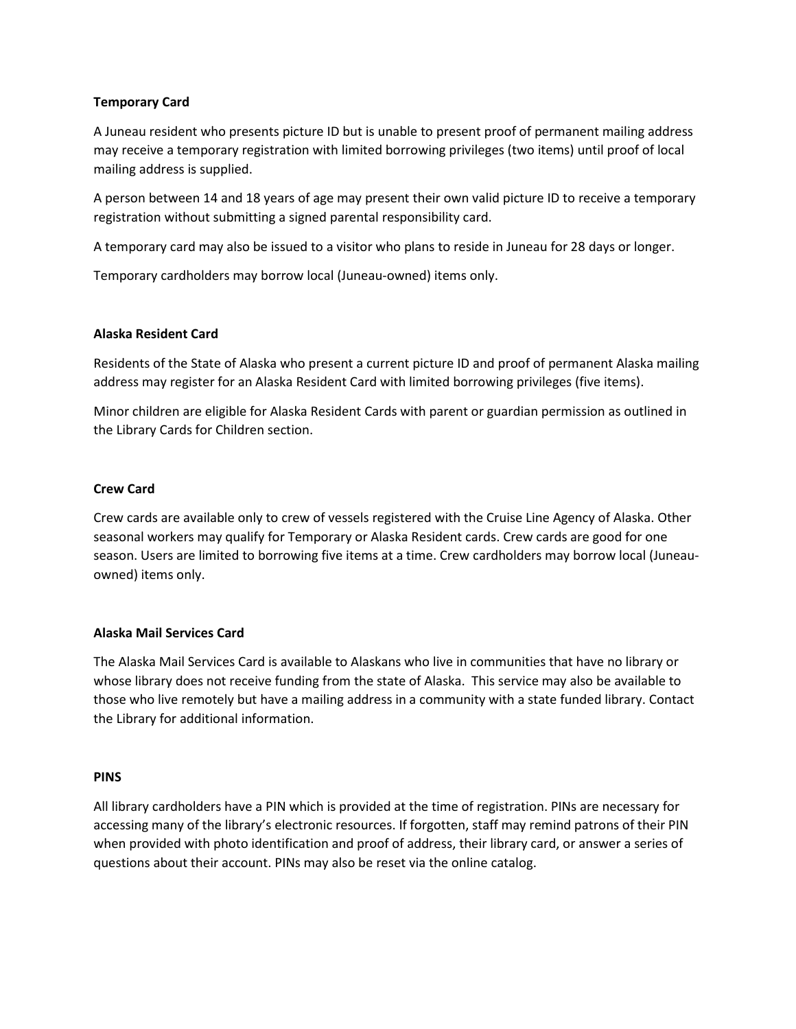**Temporary Card**

A Juneau resident who presents picture ID but is unable to present proof of permanent mailing address may receive a temporary registration with limited borrowing privileges (two items) until proof of local mailing address is supplied.

A person between 14 and 18 years of age may present their own valid picture ID to receive a temporary registration without submitting a signed parental responsibility card.

A temporary card may also be issued to a visitor who plans to reside in Juneau for 28 days or longer.

Temporary cardholders may borrow local (Juneau-owned) items only.

**Alaska Resident Card**

Residents of the State of Alaska who present a current picture ID and proof of permanent Alaska mailing address may register for an Alaska Resident Card with limited borrowing privileges (five items).

Minor children are eligible for Alaska Resident Cards with parent or guardian permission as outlined in the Library Cards for Children section.

**Crew Card**

Crew cards are available only to crew of vessels registered with the Cruise Line Agency of Alaska. Other seasonal workers may qualify for Temporary or Alaska Resident cards. Crew cards are good for one season. Users are limited to borrowing five items at a time. Crew cardholders may borrow local (Juneau-owned) items only.

**Alaska Mail Services Card**

The Alaska Mail Services Card is available to Alaskans who live in communities that have no library or whose library does not receive funding from the state of Alaska. This service may also be available to those who live remotely but have a mailing address in a community with a state funded library. Contact the Library for additional information.

**PINS**

All library cardholders have a PIN which is provided at the time of registration. PINs are necessary for accessing many of the library's electronic resources. If forgotten, staff may remind patrons of their PIN when provided with photo identification and proof of address, their library card, or answer a series of questions about their account. PINs may also be reset via the online catalog.